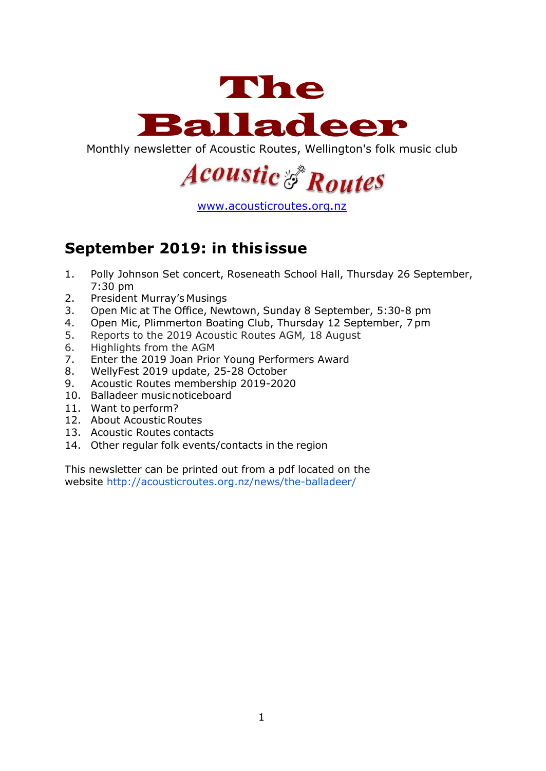# The Balladeer

Monthly newsletter of Acoustic Routes, Wellington's folk music club

Acoustic Routes

www.acousticroutes.org.nz

## September 2019: in this issue

1. Polly Johnson Set concert, Roseneath School Hall, Thursday 26 September, 7:30 pm
2. President Murray's Musings
3. Open Mic at The Office, Newtown, Sunday 8 September, 5:30-8 pm
4. Open Mic, Plimmerton Boating Club, Thursday 12 September, 7 pm
5. Reports to the 2019 Acoustic Routes AGM, 18 August
6. Highlights from the AGM
7. Enter the 2019 Joan Prior Young Performers Award
8. WellyFest 2019 update, 25-28 October
9. Acoustic Routes membership 2019-2020
10. Balladeer music noticeboard
11. Want to perform?
12. About Acoustic Routes
13. Acoustic Routes contacts
14. Other regular folk events/contacts in the region

This newsletter can be printed out from a pdf located on the website http://acousticroutes.org.nz/news/the-balladeer/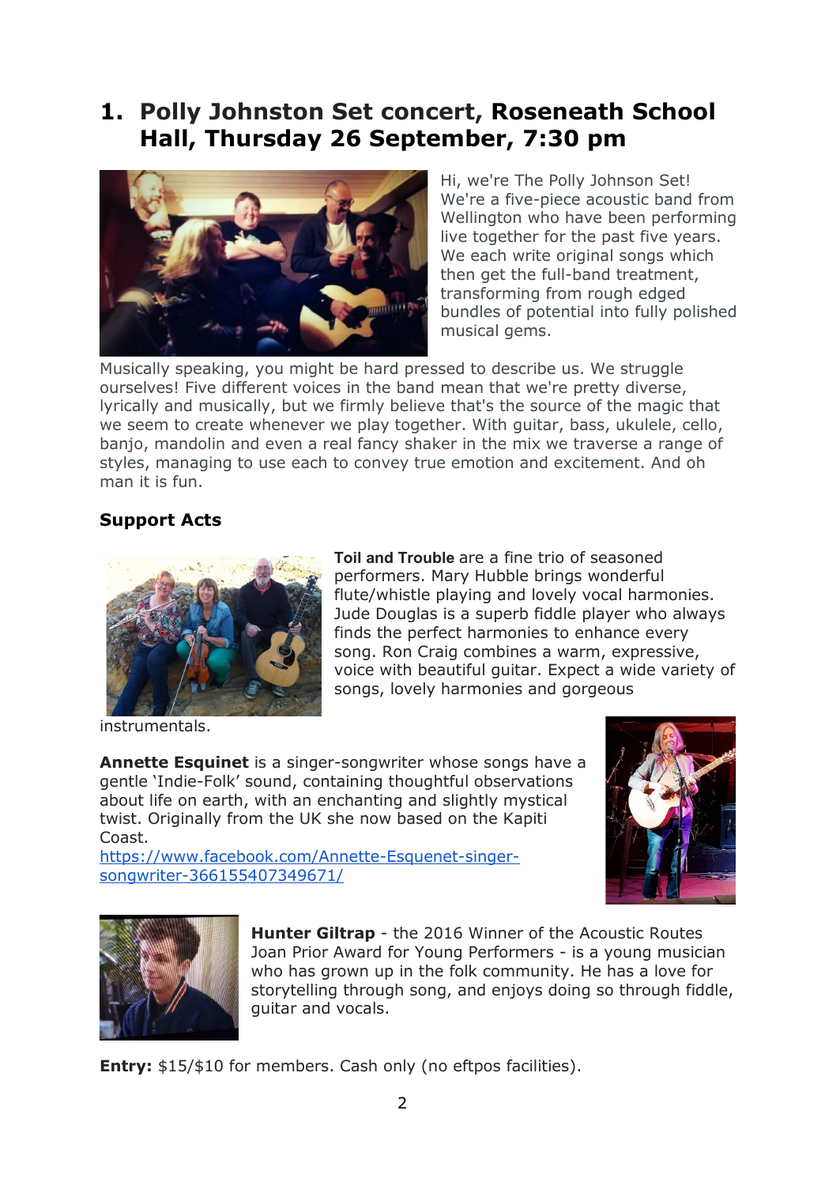## 1. Polly Johnston Set concert, Roseneath School Hall, Thursday 26 September, 7:30 pm

Hi, we're The Polly Johnson Set! We're a five-piece acoustic band from Wellington who have been performing live together for the past five years. We each write original songs which then get the full-band treatment, transforming from rough edged bundles of potential into fully polished musical gems.

Musically speaking, you might be hard pressed to describe us. We struggle ourselves! Five different voices in the band mean that we're pretty diverse, lyrically and musically, but we firmly believe that's the source of the magic that we seem to create whenever we play together. With guitar, bass, ukulele, cello, banjo, mandolin and even a real fancy shaker in the mix we traverse a range of styles, managing to use each to convey true emotion and excitement. And oh man it is fun.

### Support Acts

**Toil and Trouble** are a fine trio of seasoned performers. Mary Hubble brings wonderful flute/whistle playing and lovely vocal harmonies. Jude Douglas is a superb fiddle player who always finds the perfect harmonies to enhance every song. Ron Craig combines a warm, expressive, voice with beautiful guitar. Expect a wide variety of songs, lovely harmonies and gorgeous instrumentals.

**Annette Esquinet** is a singer-songwriter whose songs have a gentle 'Indie-Folk' sound, containing thoughtful observations about life on earth, with an enchanting and slightly mystical twist. Originally from the UK she now based on the Kapiti Coast.
https://www.facebook.com/Annette-Esquenet-singer-songwriter-366155407349671/

**Hunter Giltrap** - the 2016 Winner of the Acoustic Routes Joan Prior Award for Young Performers - is a young musician who has grown up in the folk community. He has a love for storytelling through song, and enjoys doing so through fiddle, guitar and vocals.

**Entry:** $15/$10 for members. Cash only (no eftpos facilities).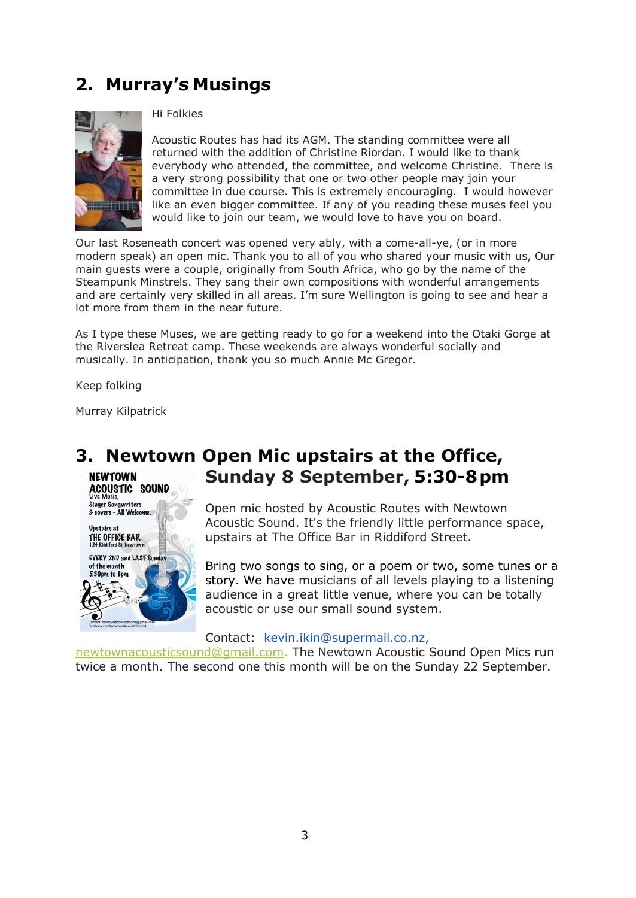## 2. Murray's Musings

Hi Folkies

Acoustic Routes has had its AGM. The standing committee were all returned with the addition of Christine Riordan. I would like to thank everybody who attended, the committee, and welcome Christine. There is a very strong possibility that one or two other people may join your committee in due course. This is extremely encouraging. I would however like an even bigger committee. If any of you reading these muses feel you would like to join our team, we would love to have you on board.

Our last Roseneath concert was opened very ably, with a come-all-ye, (or in more modern speak) an open mic. Thank you to all of you who shared your music with us, Our main guests were a couple, originally from South Africa, who go by the name of the Steampunk Minstrels. They sang their own compositions with wonderful arrangements and are certainly very skilled in all areas. I'm sure Wellington is going to see and hear a lot more from them in the near future.

As I type these Muses, we are getting ready to go for a weekend into the Otaki Gorge at the Riverslea Retreat camp. These weekends are always wonderful socially and musically. In anticipation, thank you so much Annie Mc Gregor.

Keep folking

Murray Kilpatrick

## 3. Newtown Open Mic upstairs at the Office, Sunday 8 September, 5:30-8 pm

Open mic hosted by Acoustic Routes with Newtown Acoustic Sound. It's the friendly little performance space, upstairs at The Office Bar in Riddiford Street.

Bring two songs to sing, or a poem or two, some tunes or a story. We have musicians of all levels playing to a listening audience in a great little venue, where you can be totally acoustic or use our small sound system.

Contact: kevin.ikin@supermail.co.nz, newtownacousticsound@gmail.com. The Newtown Acoustic Sound Open Mics run twice a month. The second one this month will be on the Sunday 22 September.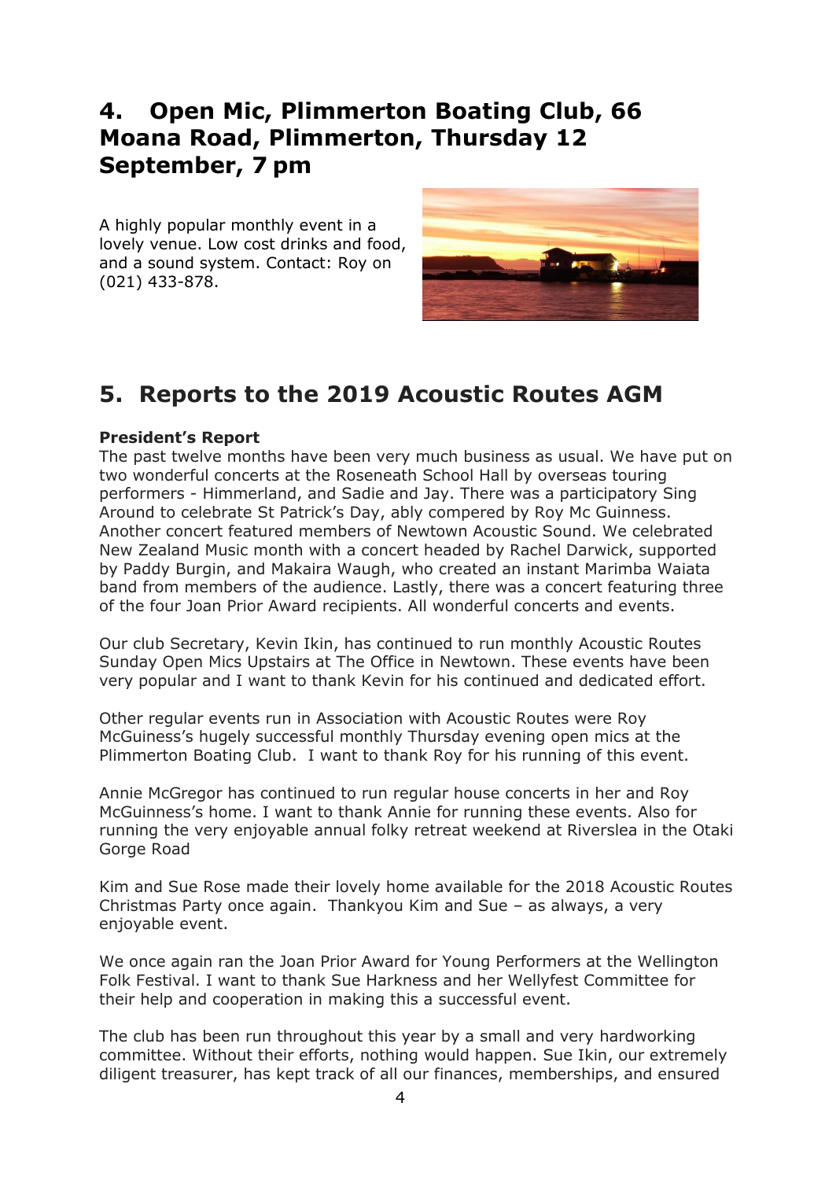## 4. Open Mic, Plimmerton Boating Club, 66 Moana Road, Plimmerton, Thursday 12 September, 7 pm

A highly popular monthly event in a lovely venue. Low cost drinks and food, and a sound system. Contact: Roy on (021) 433-878.

## 5. Reports to the 2019 Acoustic Routes AGM

**President's Report**

The past twelve months have been very much business as usual. We have put on two wonderful concerts at the Roseneath School Hall by overseas touring performers - Himmerland, and Sadie and Jay. There was a participatory Sing Around to celebrate St Patrick's Day, ably compered by Roy Mc Guinness. Another concert featured members of Newtown Acoustic Sound. We celebrated New Zealand Music month with a concert headed by Rachel Darwick, supported by Paddy Burgin, and Makaira Waugh, who created an instant Marimba Waiata band from members of the audience. Lastly, there was a concert featuring three of the four Joan Prior Award recipients. All wonderful concerts and events.

Our club Secretary, Kevin Ikin, has continued to run monthly Acoustic Routes Sunday Open Mics Upstairs at The Office in Newtown. These events have been very popular and I want to thank Kevin for his continued and dedicated effort.

Other regular events run in Association with Acoustic Routes were Roy McGuiness's hugely successful monthly Thursday evening open mics at the Plimmerton Boating Club. I want to thank Roy for his running of this event.

Annie McGregor has continued to run regular house concerts in her and Roy McGuinness's home. I want to thank Annie for running these events. Also for running the very enjoyable annual folky retreat weekend at Riverslea in the Otaki Gorge Road

Kim and Sue Rose made their lovely home available for the 2018 Acoustic Routes Christmas Party once again. Thankyou Kim and Sue – as always, a very enjoyable event.

We once again ran the Joan Prior Award for Young Performers at the Wellington Folk Festival. I want to thank Sue Harkness and her Wellyfest Committee for their help and cooperation in making this a successful event.

The club has been run throughout this year by a small and very hardworking committee. Without their efforts, nothing would happen. Sue Ikin, our extremely diligent treasurer, has kept track of all our finances, memberships, and ensured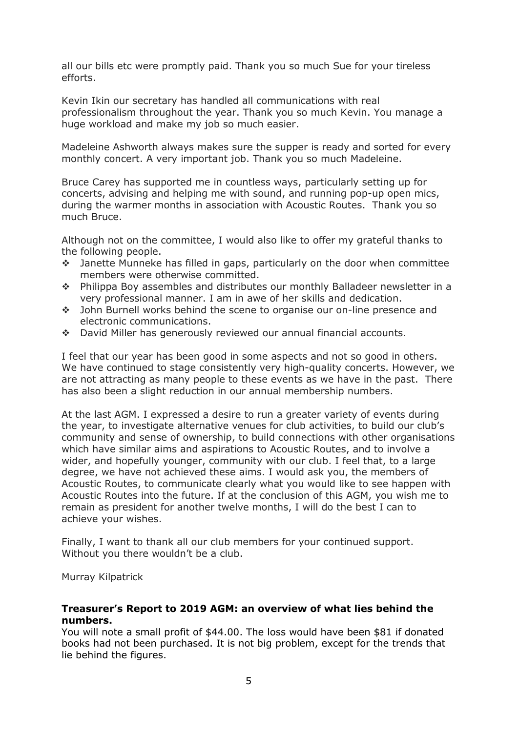all our bills etc were promptly paid. Thank you so much Sue for your tireless efforts.

Kevin Ikin our secretary has handled all communications with real professionalism throughout the year. Thank you so much Kevin. You manage a huge workload and make my job so much easier.

Madeleine Ashworth always makes sure the supper is ready and sorted for every monthly concert. A very important job. Thank you so much Madeleine.

Bruce Carey has supported me in countless ways, particularly setting up for concerts, advising and helping me with sound, and running pop-up open mics, during the warmer months in association with Acoustic Routes. Thank you so much Bruce.

Although not on the committee, I would also like to offer my grateful thanks to the following people.

- Janette Munneke has filled in gaps, particularly on the door when committee members were otherwise committed.
- Philippa Boy assembles and distributes our monthly Balladeer newsletter in a very professional manner. I am in awe of her skills and dedication.
- John Burnell works behind the scene to organise our on-line presence and electronic communications.
- David Miller has generously reviewed our annual financial accounts.

I feel that our year has been good in some aspects and not so good in others. We have continued to stage consistently very high-quality concerts. However, we are not attracting as many people to these events as we have in the past. There has also been a slight reduction in our annual membership numbers.

At the last AGM. I expressed a desire to run a greater variety of events during the year, to investigate alternative venues for club activities, to build our club's community and sense of ownership, to build connections with other organisations which have similar aims and aspirations to Acoustic Routes, and to involve a wider, and hopefully younger, community with our club. I feel that, to a large degree, we have not achieved these aims. I would ask you, the members of Acoustic Routes, to communicate clearly what you would like to see happen with Acoustic Routes into the future. If at the conclusion of this AGM, you wish me to remain as president for another twelve months, I will do the best I can to achieve your wishes.

Finally, I want to thank all our club members for your continued support. Without you there wouldn't be a club.

Murray Kilpatrick

**Treasurer's Report to 2019 AGM: an overview of what lies behind the numbers.**

You will note a small profit of $44.00. The loss would have been $81 if donated books had not been purchased. It is not big problem, except for the trends that lie behind the figures.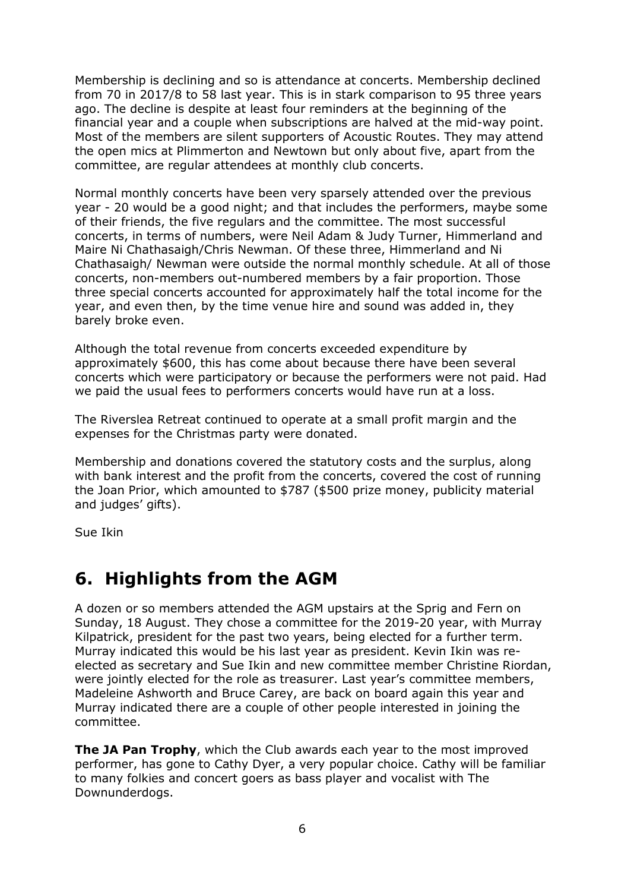Membership is declining and so is attendance at concerts. Membership declined from 70 in 2017/8 to 58 last year. This is in stark comparison to 95 three years ago. The decline is despite at least four reminders at the beginning of the financial year and a couple when subscriptions are halved at the mid-way point. Most of the members are silent supporters of Acoustic Routes. They may attend the open mics at Plimmerton and Newtown but only about five, apart from the committee, are regular attendees at monthly club concerts.

Normal monthly concerts have been very sparsely attended over the previous year - 20 would be a good night; and that includes the performers, maybe some of their friends, the five regulars and the committee. The most successful concerts, in terms of numbers, were Neil Adam & Judy Turner, Himmerland and Maire Ni Chathasaigh/Chris Newman. Of these three, Himmerland and Ni Chathasaigh/ Newman were outside the normal monthly schedule. At all of those concerts, non-members out-numbered members by a fair proportion. Those three special concerts accounted for approximately half the total income for the year, and even then, by the time venue hire and sound was added in, they barely broke even.

Although the total revenue from concerts exceeded expenditure by approximately $600, this has come about because there have been several concerts which were participatory or because the performers were not paid. Had we paid the usual fees to performers concerts would have run at a loss.

The Riverslea Retreat continued to operate at a small profit margin and the expenses for the Christmas party were donated.

Membership and donations covered the statutory costs and the surplus, along with bank interest and the profit from the concerts, covered the cost of running the Joan Prior, which amounted to $787 ($500 prize money, publicity material and judges' gifts).

Sue Ikin

# 6. Highlights from the AGM

A dozen or so members attended the AGM upstairs at the Sprig and Fern on Sunday, 18 August. They chose a committee for the 2019-20 year, with Murray Kilpatrick, president for the past two years, being elected for a further term. Murray indicated this would be his last year as president. Kevin Ikin was re-elected as secretary and Sue Ikin and new committee member Christine Riordan, were jointly elected for the role as treasurer. Last year's committee members, Madeleine Ashworth and Bruce Carey, are back on board again this year and Murray indicated there are a couple of other people interested in joining the committee.

**The JA Pan Trophy**, which the Club awards each year to the most improved performer, has gone to Cathy Dyer, a very popular choice. Cathy will be familiar to many folkies and concert goers as bass player and vocalist with The Downunderdogs.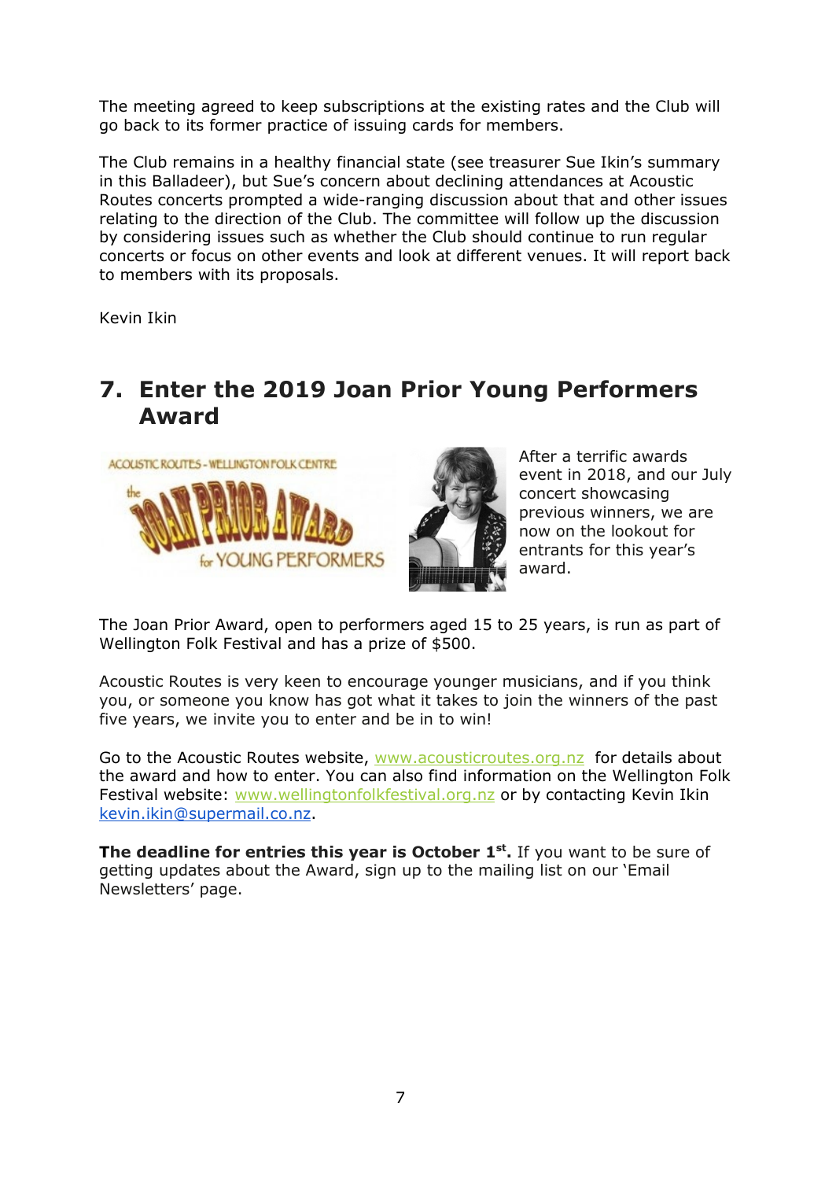The meeting agreed to keep subscriptions at the existing rates and the Club will go back to its former practice of issuing cards for members.

The Club remains in a healthy financial state (see treasurer Sue Ikin's summary in this Balladeer), but Sue's concern about declining attendances at Acoustic Routes concerts prompted a wide-ranging discussion about that and other issues relating to the direction of the Club. The committee will follow up the discussion by considering issues such as whether the Club should continue to run regular concerts or focus on other events and look at different venues. It will report back to members with its proposals.

Kevin Ikin

## 7. Enter the 2019 Joan Prior Young Performers Award

After a terrific awards event in 2018, and our July concert showcasing previous winners, we are now on the lookout for entrants for this year's award.

The Joan Prior Award, open to performers aged 15 to 25 years, is run as part of Wellington Folk Festival and has a prize of $500.

Acoustic Routes is very keen to encourage younger musicians, and if you think you, or someone you know has got what it takes to join the winners of the past five years, we invite you to enter and be in to win!

Go to the Acoustic Routes website, www.acousticroutes.org.nz for details about the award and how to enter. You can also find information on the Wellington Folk Festival website: www.wellingtonfolkfestival.org.nz or by contacting Kevin Ikin kevin.ikin@supermail.co.nz.

**The deadline for entries this year is October 1st.** If you want to be sure of getting updates about the Award, sign up to the mailing list on our 'Email Newsletters' page.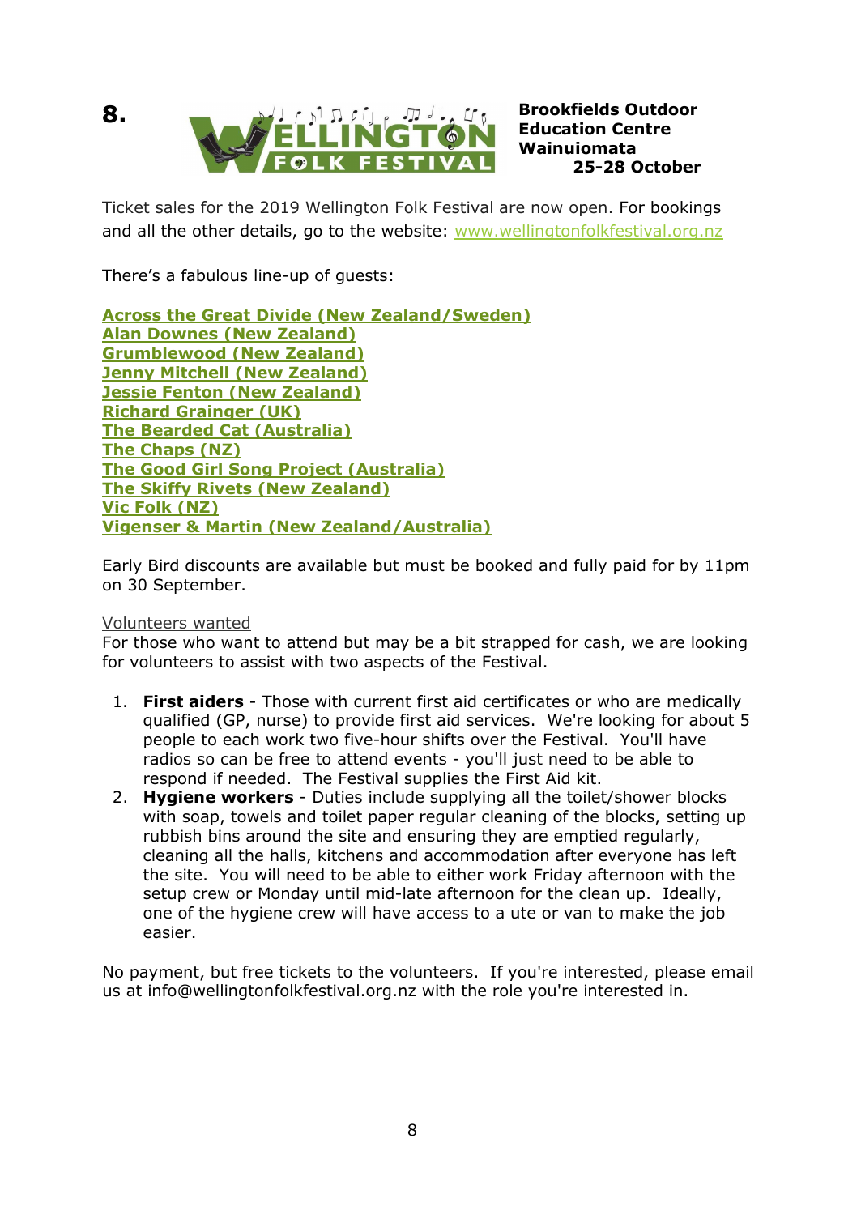**8.** WELLINGTON FOLK FESTIVAL

**Brookfields Outdoor Education Centre Wainuiomata**
**25-28 October**

Ticket sales for the 2019 Wellington Folk Festival are now open. For bookings and all the other details, go to the website: www.wellingtonfolkfestival.org.nz

There's a fabulous line-up of guests:

**Across the Great Divide (New Zealand/Sweden)**
**Alan Downes (New Zealand)**
**Grumblewood (New Zealand)**
**Jenny Mitchell (New Zealand)**
**Jessie Fenton (New Zealand)**
**Richard Grainger (UK)**
**The Bearded Cat (Australia)**
**The Chaps (NZ)**
**The Good Girl Song Project (Australia)**
**The Skiffy Rivets (New Zealand)**
**Vic Folk (NZ)**
**Vigenser & Martin (New Zealand/Australia)**

Early Bird discounts are available but must be booked and fully paid for by 11pm on 30 September.

Volunteers wanted
For those who want to attend but may be a bit strapped for cash, we are looking for volunteers to assist with two aspects of the Festival.

1. **First aiders** - Those with current first aid certificates or who are medically qualified (GP, nurse) to provide first aid services. We're looking for about 5 people to each work two five-hour shifts over the Festival. You'll have radios so can be free to attend events - you'll just need to be able to respond if needed. The Festival supplies the First Aid kit.
2. **Hygiene workers** - Duties include supplying all the toilet/shower blocks with soap, towels and toilet paper regular cleaning of the blocks, setting up rubbish bins around the site and ensuring they are emptied regularly, cleaning all the halls, kitchens and accommodation after everyone has left the site. You will need to be able to either work Friday afternoon with the setup crew or Monday until mid-late afternoon for the clean up. Ideally, one of the hygiene crew will have access to a ute or van to make the job easier.

No payment, but free tickets to the volunteers. If you're interested, please email us at info@wellingtonfolkfestival.org.nz with the role you're interested in.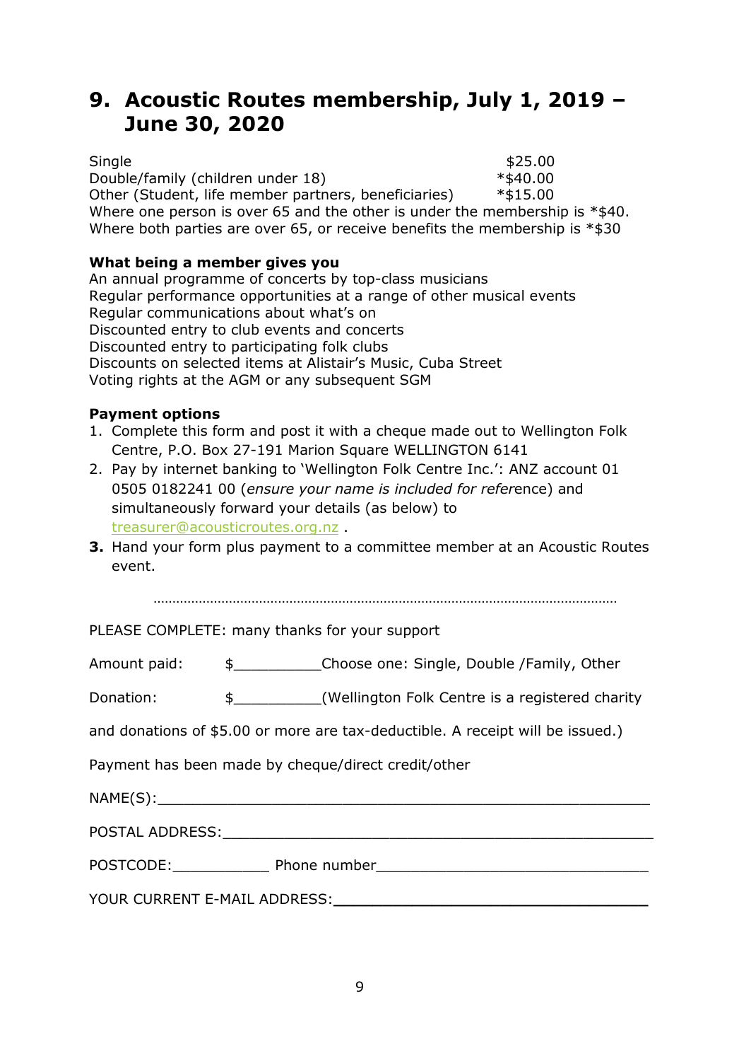# 9. Acoustic Routes membership, July 1, 2019 – June 30, 2020

| | |
|---|---|
| Single | $25.00 |
| Double/family (children under 18) | *$40.00 |
| Other (Student, life member partners, beneficiaries) | *$15.00 |

Where one person is over 65 and the other is under the membership is *$40.
Where both parties are over 65, or receive benefits the membership is *$30

**What being a member gives you**

An annual programme of concerts by top-class musicians
Regular performance opportunities at a range of other musical events
Regular communications about what's on
Discounted entry to club events and concerts
Discounted entry to participating folk clubs
Discounts on selected items at Alistair's Music, Cuba Street
Voting rights at the AGM or any subsequent SGM

**Payment options**

1. Complete this form and post it with a cheque made out to Wellington Folk Centre, P.O. Box 27-191 Marion Square WELLINGTON 6141
2. Pay by internet banking to 'Wellington Folk Centre Inc.': ANZ account 01 0505 0182241 00 (*ensure your name is included for refer*ence) and simultaneously forward your details (as below) to treasurer@acousticroutes.org.nz .
3. Hand your form plus payment to a committee member at an Acoustic Routes event.

……………………………………………………………………………………………………

PLEASE COMPLETE: many thanks for your support

Amount paid: $__________Choose one: Single, Double /Family, Other

Donation: $__________(Wellington Folk Centre is a registered charity and donations of $5.00 or more are tax-deductible. A receipt will be issued.)

Payment has been made by cheque/direct credit/other

NAME(S):___________________________________________________________

POSTAL ADDRESS:___________________________________________________

POSTCODE:___________ Phone number_______________________________

YOUR CURRENT E-MAIL ADDRESS:_________________________________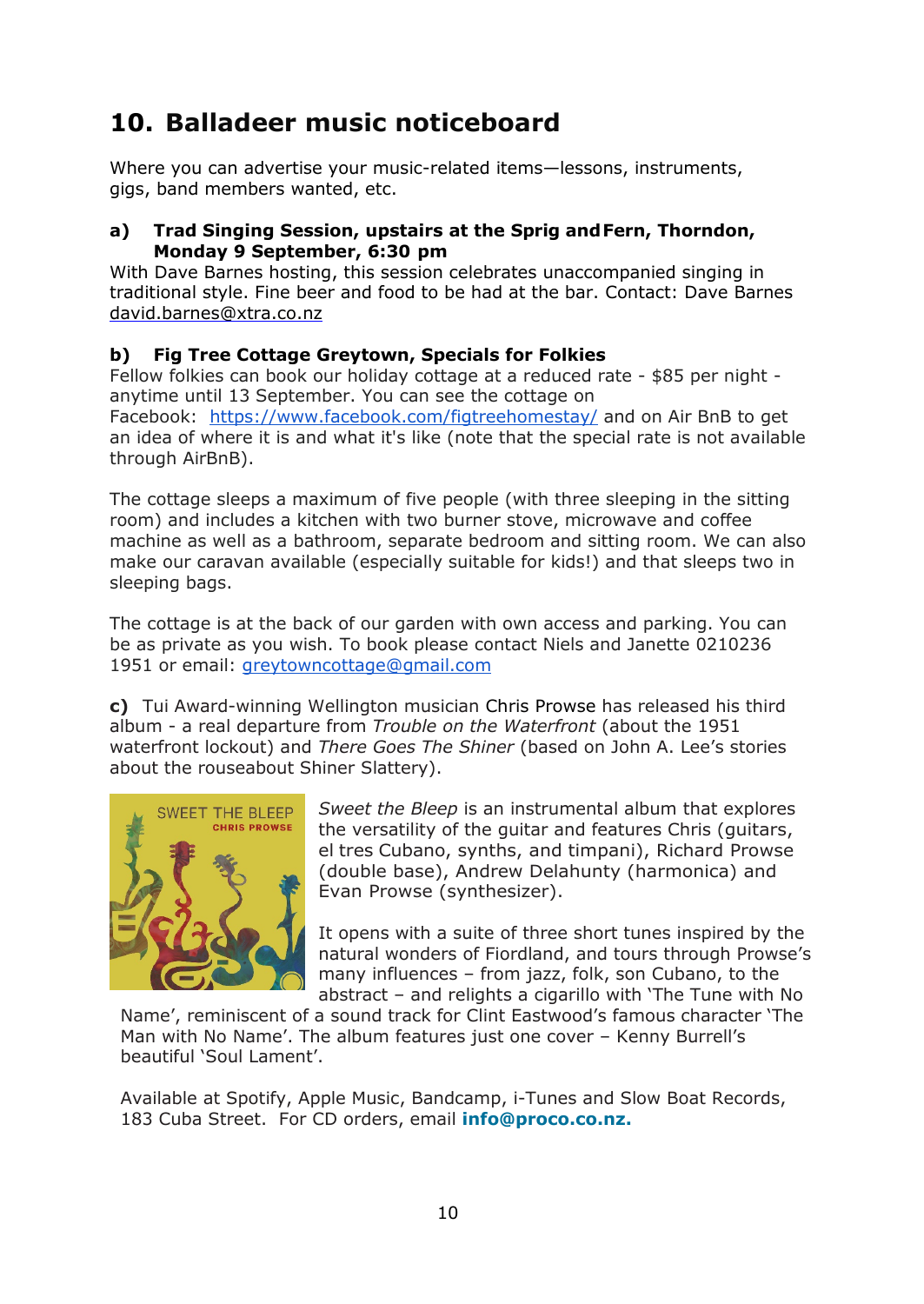# 10. Balladeer music noticeboard

Where you can advertise your music-related items—lessons, instruments, gigs, band members wanted, etc.

**a) Trad Singing Session, upstairs at the Sprig and Fern, Thorndon, Monday 9 September, 6:30 pm**

With Dave Barnes hosting, this session celebrates unaccompanied singing in traditional style. Fine beer and food to be had at the bar. Contact: Dave Barnes david.barnes@xtra.co.nz

**b) Fig Tree Cottage Greytown, Specials for Folkies**

Fellow folkies can book our holiday cottage at a reduced rate - $85 per night - anytime until 13 September. You can see the cottage on Facebook: https://www.facebook.com/figtreehomestay/ and on Air BnB to get an idea of where it is and what it's like (note that the special rate is not available through AirBnB).

The cottage sleeps a maximum of five people (with three sleeping in the sitting room) and includes a kitchen with two burner stove, microwave and coffee machine as well as a bathroom, separate bedroom and sitting room. We can also make our caravan available (especially suitable for kids!) and that sleeps two in sleeping bags.

The cottage is at the back of our garden with own access and parking. You can be as private as you wish. To book please contact Niels and Janette 0210236 1951 or email: greytowncottage@gmail.com

**c)** Tui Award-winning Wellington musician Chris Prowse has released his third album - a real departure from *Trouble on the Waterfront* (about the 1951 waterfront lockout) and *There Goes The Shiner* (based on John A. Lee's stories about the rouseabout Shiner Slattery).

*Sweet the Bleep* is an instrumental album that explores the versatility of the guitar and features Chris (guitars, el tres Cubano, synths, and timpani), Richard Prowse (double base), Andrew Delahunty (harmonica) and Evan Prowse (synthesizer).

It opens with a suite of three short tunes inspired by the natural wonders of Fiordland, and tours through Prowse's many influences – from jazz, folk, son Cubano, to the abstract – and relights a cigarillo with 'The Tune with No Name', reminiscent of a sound track for Clint Eastwood's famous character 'The Man with No Name'. The album features just one cover – Kenny Burrell's beautiful 'Soul Lament'.

Available at Spotify, Apple Music, Bandcamp, i-Tunes and Slow Boat Records, 183 Cuba Street. For CD orders, email **info@proco.co.nz.**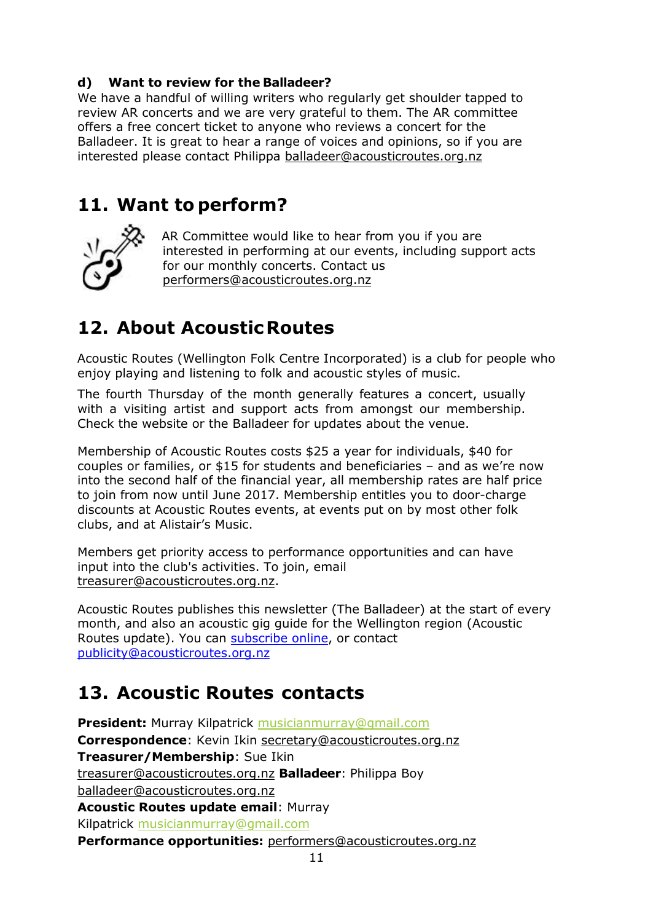**d) Want to review for the Balladeer?**

We have a handful of willing writers who regularly get shoulder tapped to review AR concerts and we are very grateful to them. The AR committee offers a free concert ticket to anyone who reviews a concert for the Balladeer. It is great to hear a range of voices and opinions, so if you are interested please contact Philippa balladeer@acousticroutes.org.nz

## 11. Want to perform?

AR Committee would like to hear from you if you are interested in performing at our events, including support acts for our monthly concerts. Contact us performers@acousticroutes.org.nz

## 12. About Acoustic Routes

Acoustic Routes (Wellington Folk Centre Incorporated) is a club for people who enjoy playing and listening to folk and acoustic styles of music.

The fourth Thursday of the month generally features a concert, usually with a visiting artist and support acts from amongst our membership. Check the website or the Balladeer for updates about the venue.

Membership of Acoustic Routes costs $25 a year for individuals, $40 for couples or families, or $15 for students and beneficiaries – and as we're now into the second half of the financial year, all membership rates are half price to join from now until June 2017. Membership entitles you to door-charge discounts at Acoustic Routes events, at events put on by most other folk clubs, and at Alistair's Music.

Members get priority access to performance opportunities and can have input into the club's activities. To join, email treasurer@acousticroutes.org.nz.

Acoustic Routes publishes this newsletter (The Balladeer) at the start of every month, and also an acoustic gig guide for the Wellington region (Acoustic Routes update). You can subscribe online, or contact publicity@acousticroutes.org.nz

## 13. Acoustic Routes contacts

**President:** Murray Kilpatrick musicianmurray@gmail.com
**Correspondence**: Kevin Ikin secretary@acousticroutes.org.nz
**Treasurer/Membership**: Sue Ikin treasurer@acousticroutes.org.nz
**Balladeer**: Philippa Boy balladeer@acousticroutes.org.nz
**Acoustic Routes update email**: Murray Kilpatrick musicianmurray@gmail.com
**Performance opportunities:** performers@acousticroutes.org.nz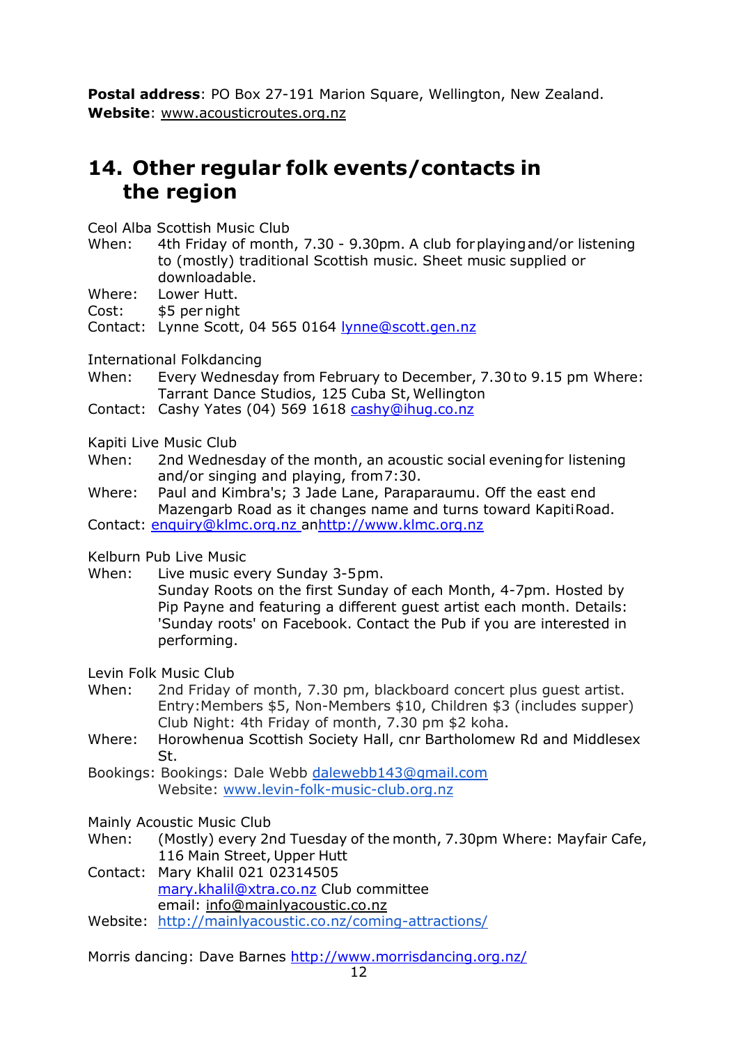**Postal address**: PO Box 27-191 Marion Square, Wellington, New Zealand.
**Website**: www.acousticroutes.org.nz

## 14. Other regular folk events/contacts in the region

Ceol Alba Scottish Music Club
When: 4th Friday of month, 7.30 - 9.30pm. A club for playing and/or listening to (mostly) traditional Scottish music. Sheet music supplied or downloadable.
Where: Lower Hutt.
Cost: $5 per night
Contact: Lynne Scott, 04 565 0164 lynne@scott.gen.nz

International Folkdancing
When: Every Wednesday from February to December, 7.30 to 9.15 pm Where: Tarrant Dance Studios, 125 Cuba St, Wellington
Contact: Cashy Yates (04) 569 1618 cashy@ihug.co.nz

Kapiti Live Music Club
When: 2nd Wednesday of the month, an acoustic social evening for listening and/or singing and playing, from 7:30.
Where: Paul and Kimbra's; 3 Jade Lane, Paraparaumu. Off the east end Mazengarb Road as it changes name and turns toward Kapiti Road.
Contact: enquiry@klmc.org.nz anhttp://www.klmc.org.nz

Kelburn Pub Live Music
When: Live music every Sunday 3-5pm.
Sunday Roots on the first Sunday of each Month, 4-7pm. Hosted by Pip Payne and featuring a different guest artist each month. Details: 'Sunday roots' on Facebook. Contact the Pub if you are interested in performing.

Levin Folk Music Club
When: 2nd Friday of month, 7.30 pm, blackboard concert plus guest artist. Entry:Members $5, Non-Members $10, Children $3 (includes supper)
Club Night: 4th Friday of month, 7.30 pm $2 koha.
Where: Horowhenua Scottish Society Hall, cnr Bartholomew Rd and Middlesex St.
Bookings: Bookings: Dale Webb dalewebb143@gmail.com
Website: www.levin-folk-music-club.org.nz

Mainly Acoustic Music Club
When: (Mostly) every 2nd Tuesday of the month, 7.30pm Where: Mayfair Cafe, 116 Main Street, Upper Hutt
Contact: Mary Khalil 021 02314505
mary.khalil@xtra.co.nz Club committee
email: info@mainlyacoustic.co.nz
Website: http://mainlyacoustic.co.nz/coming-attractions/

Morris dancing: Dave Barnes http://www.morrisdancing.org.nz/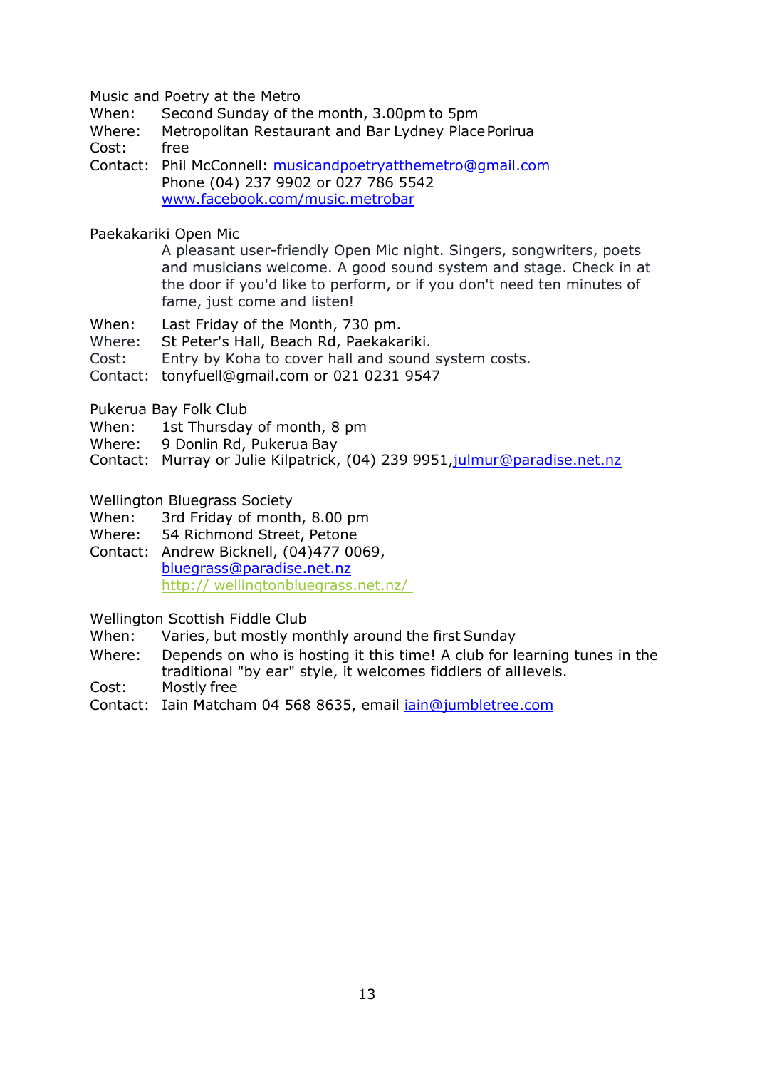Music and Poetry at the Metro

When: Second Sunday of the month, 3.00pm to 5pm
Where: Metropolitan Restaurant and Bar Lydney Place Porirua
Cost: free
Contact: Phil McConnell: musicandpoetryatthemetro@gmail.com
Phone (04) 237 9902 or 027 786 5542
www.facebook.com/music.metrobar

Paekakariki Open Mic

A pleasant user-friendly Open Mic night. Singers, songwriters, poets and musicians welcome. A good sound system and stage. Check in at the door if you'd like to perform, or if you don't need ten minutes of fame, just come and listen!

When: Last Friday of the Month, 730 pm.
Where: St Peter's Hall, Beach Rd, Paekakariki.
Cost: Entry by Koha to cover hall and sound system costs.
Contact: tonyfuell@gmail.com or 021 0231 9547

Pukerua Bay Folk Club

When: 1st Thursday of month, 8 pm
Where: 9 Donlin Rd, Pukerua Bay
Contact: Murray or Julie Kilpatrick, (04) 239 9951,julmur@paradise.net.nz

Wellington Bluegrass Society

When: 3rd Friday of month, 8.00 pm
Where: 54 Richmond Street, Petone
Contact: Andrew Bicknell, (04)477 0069,
bluegrass@paradise.net.nz
http:// wellingtonbluegrass.net.nz/

Wellington Scottish Fiddle Club

When: Varies, but mostly monthly around the first Sunday
Where: Depends on who is hosting it this time! A club for learning tunes in the traditional "by ear" style, it welcomes fiddlers of all levels.
Cost: Mostly free
Contact: Iain Matcham 04 568 8635, email iain@jumbletree.com